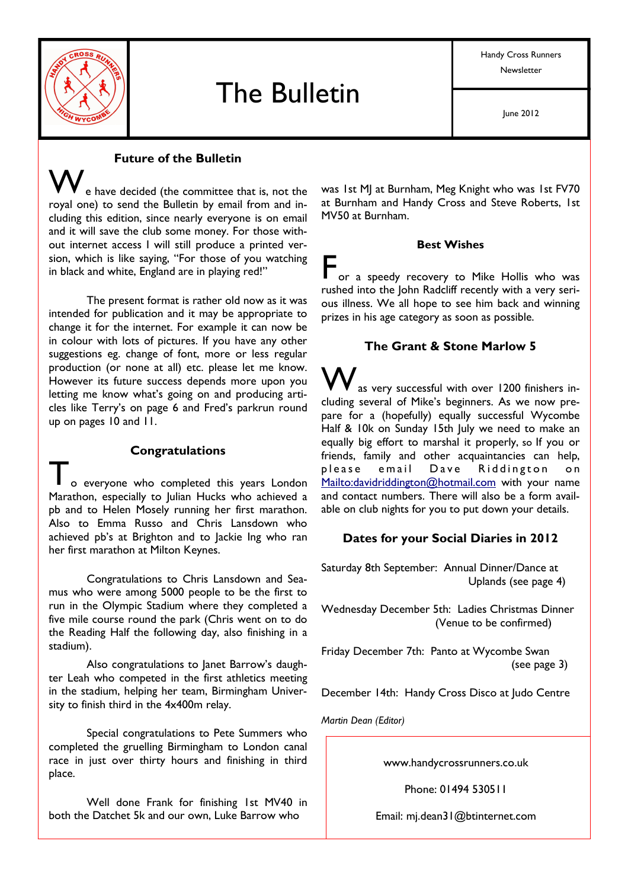# The Bulletin

Handy Cross Runners Newsletter

June 2012

## Future of the Bulletin

We have decided (the committee that is, not the royal one) to send the Bulletin by email from and including this edition, since nearly everyone is on email and it will save the club some money. For those without internet access I will still produce a printed version, which is like saying, "For those of you watching in black and white, England are in playing red!"

The present format is rather old now as it was intended for publication and it may be appropriate to change it for the internet. For example it can now be in colour with lots of pictures. If you have any other suggestions eg. change of font, more or less regular production (or none at all) etc. please let me know. However its future success depends more upon you letting me know what's going on and producing articles like Terry's on page 6 and Fred's parkrun round up on pages 10 and 11.

## Congratulations

To everyone who completed this years London Marathon, especially to Julian Hucks who achieved a pb and to Helen Mosely running her first marathon. Also to Emma Russo and Chris Lansdown who achieved pb's at Brighton and to Jackie Ing who ran her first marathon at Milton Keynes.

Congratulations to Chris Lansdown and Seamus who were among 5000 people to be the first to run in the Olympic Stadium where they completed a five mile course round the park (Chris went on to do the Reading Half the following day, also finishing in a stadium).

Also congratulations to Janet Barrow's daughter Leah who competed in the first athletics meeting in the stadium, helping her team, Birmingham University to finish third in the 4x400m relay.

Special congratulations to Pete Summers who completed the gruelling Birmingham to London canal race in just over thirty hours and finishing in third place.

Well done Frank for finishing 1st MV40 in both the Datchet 5k and our own, Luke Barrow who was 1st MJ at Burnham, Meg Knight who was 1st FV70 at Burnham and Handy Cross and Steve Roberts, 1st MV50 at Burnham.

## Best Wishes

For a speedy recovery to Mike Hollis who was rushed into the John Radcliff recently with a very serious illness. We all hope to see him back and winning prizes in his age category as soon as possible.

## The Grant & Stone Marlow 5

Was very successful with over 1200 finishers including several of Mike's beginners. As we now prepare for a (hopefully) equally successful Wycombe Half & 10k on Sunday 15th July we need to make an equally big effort to marshal it properly, so If you or friends, family and other acquaintancies can help, please email Dave Riddington on Mailto:davidriddington@hotmail.com with your name and contact numbers. There will also be a form available on club nights for you to put down your details.

## Dates for your Social Diaries in 2012

Saturday 8th September: Annual Dinner/Dance at Uplands (see page 4)

Wednesday December 5th: Ladies Christmas Dinner (Venue to be confirmed)

Friday December 7th: Panto at Wycombe Swan (see page 3)

December 14th: Handy Cross Disco at Judo Centre

*Martin Dean (Editor)*

www.handycrossrunners.co.uk

Phone: 01494 530511

Email: mj.dean31@btinternet.com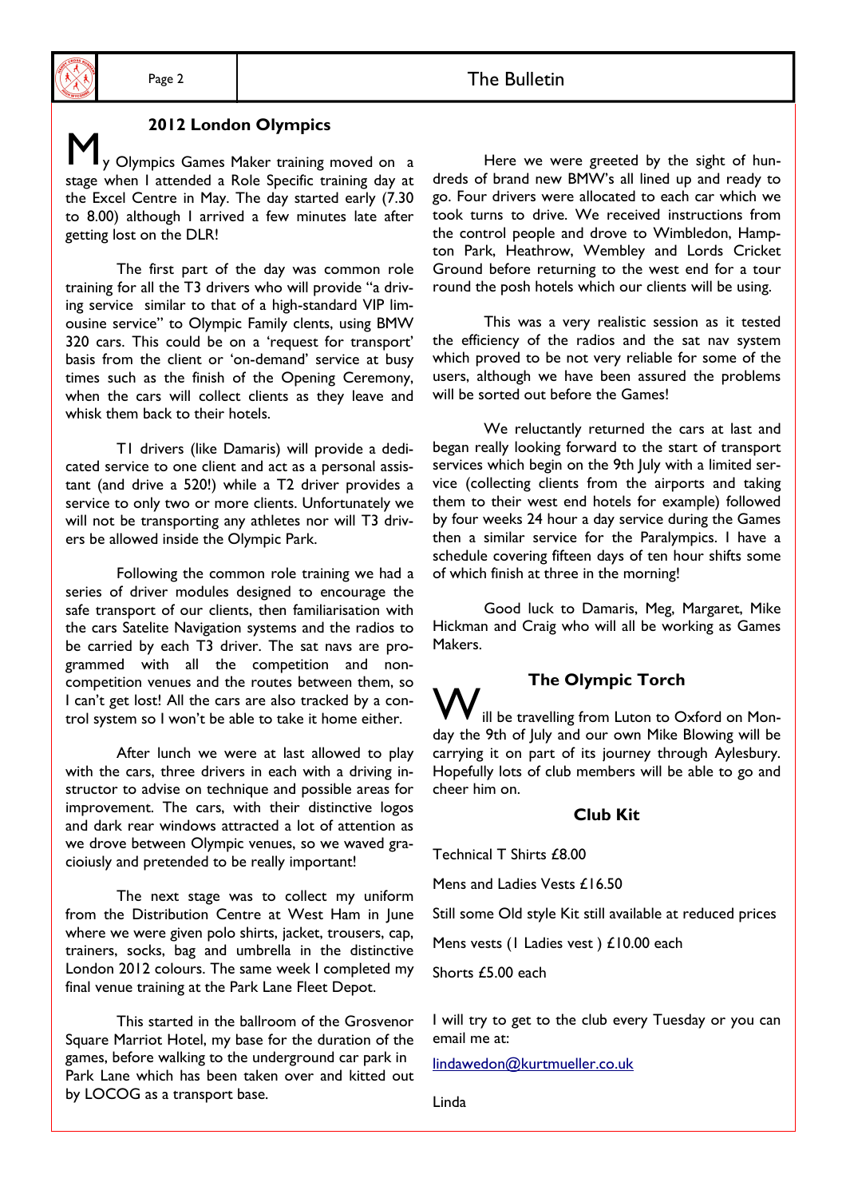## 2012 London Olympics

My Olympics Games Maker training moved on a stage when I attended a Role Specific training day at the Excel Centre in May. The day started early (7.30 to 8.00) although I arrived a few minutes late after getting lost on the DLR!

The first part of the day was common role training for all the T3 drivers who will provide "a driving service similar to that of a high-standard VIP limousine service" to Olympic Family clents, using BMW 320 cars. This could be on a 'request for transport' basis from the client or 'on-demand' service at busy times such as the finish of the Opening Ceremony, when the cars will collect clients as they leave and whisk them back to their hotels.

T1 drivers (like Damaris) will provide a dedicated service to one client and act as a personal assistant (and drive a 520!) while a T2 driver provides a service to only two or more clients. Unfortunately we will not be transporting any athletes nor will T3 drivers be allowed inside the Olympic Park.

Following the common role training we had a series of driver modules designed to encourage the safe transport of our clients, then familiarisation with the cars Satelite Navigation systems and the radios to be carried by each T3 driver. The sat navs are programmed with all the competition and non-competition venues and the routes between them, so I can't get lost! All the cars are also tracked by a control system so I won't be able to take it home either.

After lunch we were at last allowed to play with the cars, three drivers in each with a driving instructor to advise on technique and possible areas for improvement. The cars, with their distinctive logos and dark rear windows attracted a lot of attention as we drove between Olympic venues, so we waved gracioiusly and pretended to be really important!

The next stage was to collect my uniform from the Distribution Centre at West Ham in June where we were given polo shirts, jacket, trousers, cap, trainers, socks, bag and umbrella in the distinctive London 2012 colours. The same week I completed my final venue training at the Park Lane Fleet Depot.

This started in the ballroom of the Grosvenor Square Marriot Hotel, my base for the duration of the games, before walking to the underground car park in Park Lane which has been taken over and kitted out by LOCOG as a transport base.

Here we were greeted by the sight of hundreds of brand new BMW's all lined up and ready to go. Four drivers were allocated to each car which we took turns to drive. We received instructions from the control people and drove to Wimbledon, Hampton Park, Heathrow, Wembley and Lords Cricket Ground before returning to the west end for a tour round the posh hotels which our clients will be using.

This was a very realistic session as it tested the efficiency of the radios and the sat nav system which proved to be not very reliable for some of the users, although we have been assured the problems will be sorted out before the Games!

We reluctantly returned the cars at last and began really looking forward to the start of transport services which begin on the 9th July with a limited service (collecting clients from the airports and taking them to their west end hotels for example) followed by four weeks 24 hour a day service during the Games then a similar service for the Paralympics. I have a schedule covering fifteen days of ten hour shifts some of which finish at three in the morning!

Good luck to Damaris, Meg, Margaret, Mike Hickman and Craig who will all be working as Games Makers.

## The Olympic Torch

Will be travelling from Luton to Oxford on Monday the 9th of July and our own Mike Blowing will be carrying it on part of its journey through Aylesbury. Hopefully lots of club members will be able to go and cheer him on.

## Club Kit

Technical T Shirts £8.00

Mens and Ladies Vests £16.50

Still some Old style Kit still available at reduced prices

Mens vests (1 Ladies vest ) £10.00 each

Shorts £5.00 each

I will try to get to the club every Tuesday or you can email me at:

lindawedon@kurtmueller.co.uk

Linda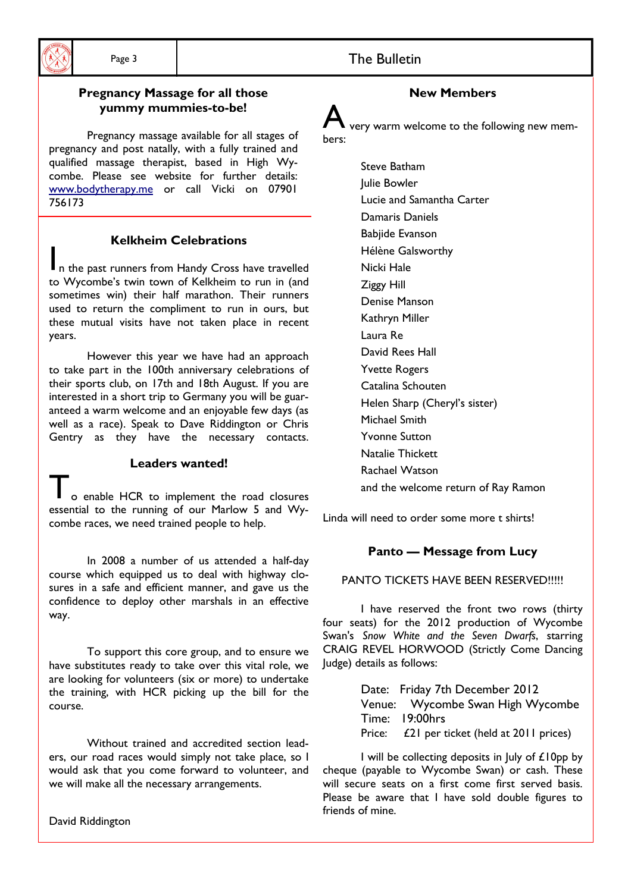## Pregnancy Massage for all those yummy mummies-to-be!

Pregnancy massage available for all stages of pregnancy and post natally, with a fully trained and qualified massage therapist, based in High Wycombe. Please see website for further details: [www.bodytherapy.me](http://www.bodytherapy.me) or call Vicki on 07901 756173

## Kelkheim Celebrations

In the past runners from Handy Cross have travelled to Wycombe's twin town of Kelkheim to run in (and sometimes win) their half marathon. Their runners used to return the compliment to run in ours, but these mutual visits have not taken place in recent years.

However this year we have had an approach to take part in the 100th anniversary celebrations of their sports club, on 17th and 18th August. If you are interested in a short trip to Germany you will be guaranteed a warm welcome and an enjoyable few days (as well as a race). Speak to Dave Riddington or Chris Gentry as they have the necessary contacts.

## Leaders wanted!

To enable HCR to implement the road closures essential to the running of our Marlow 5 and Wycombe races, we need trained people to help.

In 2008 a number of us attended a half-day course which equipped us to deal with highway closures in a safe and efficient manner, and gave us the confidence to deploy other marshals in an effective way.

To support this core group, and to ensure we have substitutes ready to take over this vital role, we are looking for volunteers (six or more) to undertake the training, with HCR picking up the bill for the course.

Without trained and accredited section leaders, our road races would simply not take place, so I would ask that you come forward to volunteer, and we will make all the necessary arrangements.

David Riddington

## New Members

A very warm welcome to the following new members:

Steve Batham  
Julie Bowler  
Lucie and Samantha Carter  
Damaris Daniels  
Babjide Evanson  
Hélène Galsworthy  
Nicki Hale  
Ziggy Hill  
Denise Manson  
Kathryn Miller  
Laura Re  
David Rees Hall  
Yvette Rogers  
Catalina Schouten  
Helen Sharp (Cheryl's sister)  
Michael Smith  
Yvonne Sutton  
Natalie Thickett  
Rachael Watson  
and the welcome return of Ray Ramon

Linda will need to order some more t shirts!

## Panto — Message from Lucy

PANTO TICKETS HAVE BEEN RESERVED!!!!!

I have reserved the front two rows (thirty four seats) for the 2012 production of Wycombe Swan's *Snow White and the Seven Dwarfs*, starring CRAIG REVEL HORWOOD (Strictly Come Dancing Judge) details as follows:

Date: Friday 7th December 2012  
Venue: Wycombe Swan High Wycombe  
Time: 19:00hrs  
Price: £21 per ticket (held at 2011 prices)

I will be collecting deposits in July of £10pp by cheque (payable to Wycombe Swan) or cash. These will secure seats on a first come first served basis. Please be aware that I have sold double figures to friends of mine.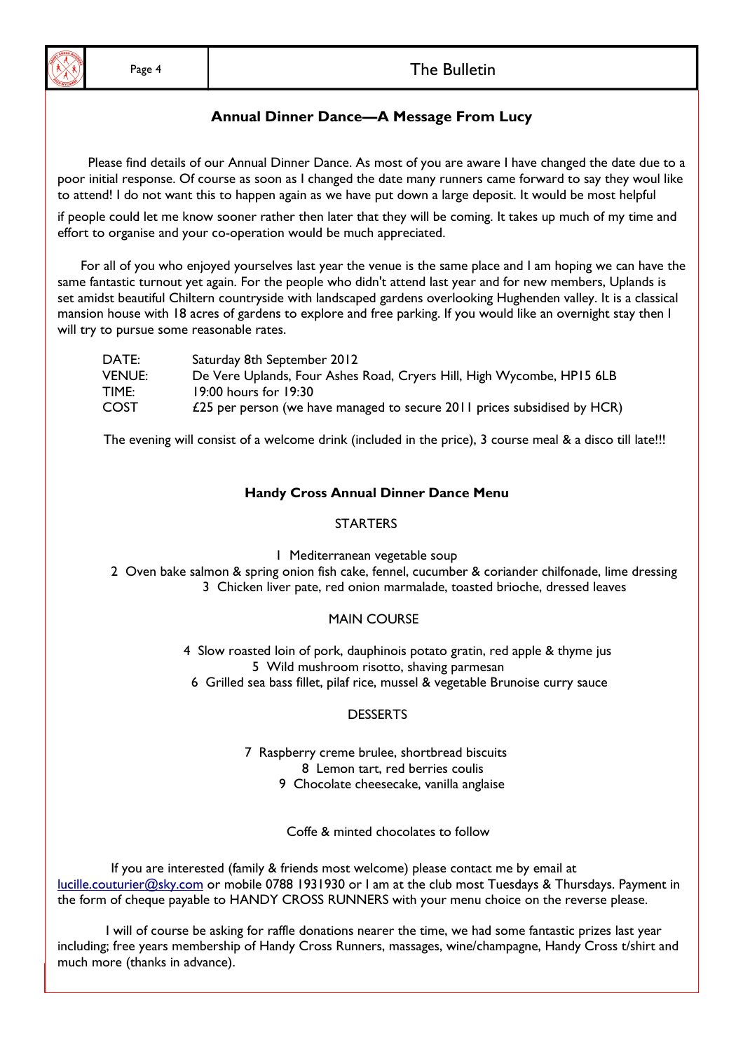## Annual Dinner Dance—A Message From Lucy

Please find details of our Annual Dinner Dance. As most of you are aware I have changed the date due to a poor initial response. Of course as soon as I changed the date many runners came forward to say they woul like to attend! I do not want this to happen again as we have put down a large deposit. It would be most helpful if people could let me know sooner rather then later that they will be coming. It takes up much of my time and effort to organise and your co-operation would be much appreciated.

For all of you who enjoyed yourselves last year the venue is the same place and I am hoping we can have the same fantastic turnout yet again. For the people who didn't attend last year and for new members, Uplands is set amidst beautiful Chiltern countryside with landscaped gardens overlooking Hughenden valley. It is a classical mansion house with 18 acres of gardens to explore and free parking. If you would like an overnight stay then I will try to pursue some reasonable rates.

| | |
|---|---|
| DATE: | Saturday 8th September 2012 |
| VENUE: | De Vere Uplands, Four Ashes Road, Cryers Hill, High Wycombe, HP15 6LB |
| TIME: | 19:00 hours for 19:30 |
| COST | £25 per person (we have managed to secure 2011 prices subsidised by HCR) |

The evening will consist of a welcome drink (included in the price), 3 course meal & a disco till late!!!

### Handy Cross Annual Dinner Dance Menu

STARTERS

1 Mediterranean vegetable soup
2 Oven bake salmon & spring onion fish cake, fennel, cucumber & coriander chilfonade, lime dressing
3 Chicken liver pate, red onion marmalade, toasted brioche, dressed leaves

MAIN COURSE

4 Slow roasted loin of pork, dauphinois potato gratin, red apple & thyme jus
5 Wild mushroom risotto, shaving parmesan
6 Grilled sea bass fillet, pilaf rice, mussel & vegetable Brunoise curry sauce

DESSERTS

7 Raspberry creme brulee, shortbread biscuits
8 Lemon tart, red berries coulis
9 Chocolate cheesecake, vanilla anglaise

Coffe & minted chocolates to follow

If you are interested (family & friends most welcome) please contact me by email at lucille.couturier@sky.com or mobile 0788 1931930 or I am at the club most Tuesdays & Thursdays. Payment in the form of cheque payable to HANDY CROSS RUNNERS with your menu choice on the reverse please.

I will of course be asking for raffle donations nearer the time, we had some fantastic prizes last year including; free years membership of Handy Cross Runners, massages, wine/champagne, Handy Cross t/shirt and much more (thanks in advance).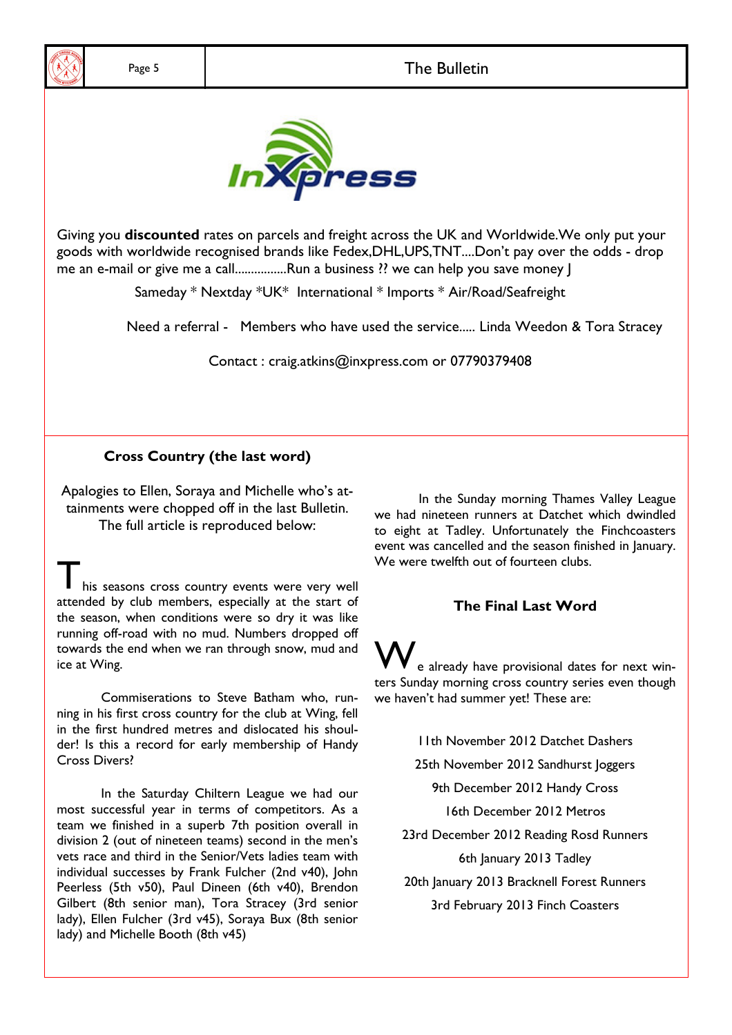InXpress

Giving you **discounted** rates on parcels and freight across the UK and Worldwide.We only put your goods with worldwide recognised brands like Fedex,DHL,UPS,TNT....Don't pay over the odds - drop me an e-mail or give me a call................Run a business ?? we can help you save money J

Sameday * Nextday *UK* International * Imports * Air/Road/Seafreight

Need a referral - Members who have used the service..... Linda Weedon & Tora Stracey

Contact : craig.atkins@inxpress.com or 07790379408

### Cross Country (the last word)

Apalogies to Ellen, Soraya and Michelle who's attainments were chopped off in the last Bulletin. The full article is reproduced below:

This seasons cross country events were very well attended by club members, especially at the start of the season, when conditions were so dry it was like running off-road with no mud. Numbers dropped off towards the end when we ran through snow, mud and ice at Wing.

Commiserations to Steve Batham who, running in his first cross country for the club at Wing, fell in the first hundred metres and dislocated his shoulder! Is this a record for early membership of Handy Cross Divers?

In the Saturday Chiltern League we had our most successful year in terms of competitors. As a team we finished in a superb 7th position overall in division 2 (out of nineteen teams) second in the men's vets race and third in the Senior/Vets ladies team with individual successes by Frank Fulcher (2nd v40), John Peerless (5th v50), Paul Dineen (6th v40), Brendon Gilbert (8th senior man), Tora Stracey (3rd senior lady), Ellen Fulcher (3rd v45), Soraya Bux (8th senior lady) and Michelle Booth (8th v45)

In the Sunday morning Thames Valley League we had nineteen runners at Datchet which dwindled to eight at Tadley. Unfortunately the Finchcoasters event was cancelled and the season finished in January. We were twelfth out of fourteen clubs.

### The Final Last Word

We already have provisional dates for next winters Sunday morning cross country series even though we haven't had summer yet! These are:

11th November 2012 Datchet Dashers

25th November 2012 Sandhurst Joggers

9th December 2012 Handy Cross

16th December 2012 Metros

23rd December 2012 Reading Rosd Runners

6th January 2013 Tadley

20th January 2013 Bracknell Forest Runners

3rd February 2013 Finch Coasters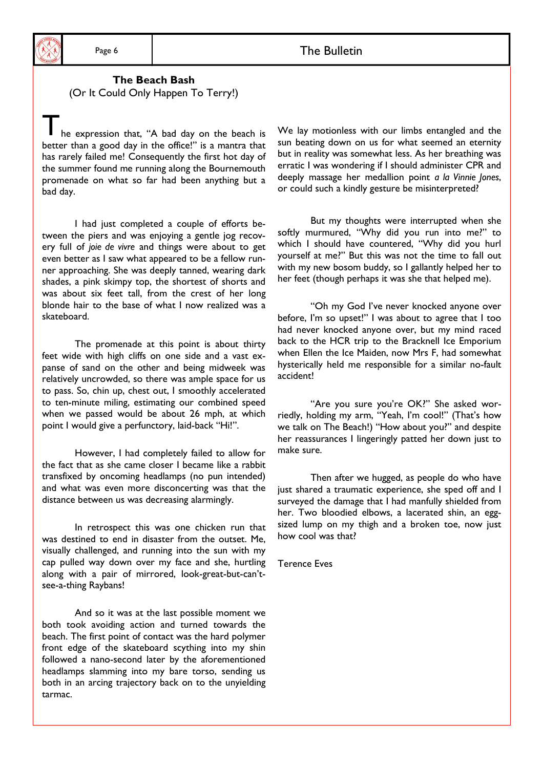## The Beach Bash

(Or It Could Only Happen To Terry!)

The expression that, "A bad day on the beach is better than a good day in the office!" is a mantra that has rarely failed me! Consequently the first hot day of the summer found me running along the Bournemouth promenade on what so far had been anything but a bad day.

I had just completed a couple of efforts between the piers and was enjoying a gentle jog recovery full of *joie de vivre* and things were about to get even better as I saw what appeared to be a fellow runner approaching. She was deeply tanned, wearing dark shades, a pink skimpy top, the shortest of shorts and was about six feet tall, from the crest of her long blonde hair to the base of what I now realized was a skateboard.

The promenade at this point is about thirty feet wide with high cliffs on one side and a vast expanse of sand on the other and being midweek was relatively uncrowded, so there was ample space for us to pass. So, chin up, chest out, I smoothly accelerated to ten-minute miling, estimating our combined speed when we passed would be about 26 mph, at which point I would give a perfunctory, laid-back "Hi!".

However, I had completely failed to allow for the fact that as she came closer I became like a rabbit transfixed by oncoming headlamps (no pun intended) and what was even more disconcerting was that the distance between us was decreasing alarmingly.

In retrospect this was one chicken run that was destined to end in disaster from the outset. Me, visually challenged, and running into the sun with my cap pulled way down over my face and she, hurtling along with a pair of mirrored, look-great-but-can't-see-a-thing Raybans!

And so it was at the last possible moment we both took avoiding action and turned towards the beach. The first point of contact was the hard polymer front edge of the skateboard scything into my shin followed a nano-second later by the aforementioned headlamps slamming into my bare torso, sending us both in an arcing trajectory back on to the unyielding tarmac.

We lay motionless with our limbs entangled and the sun beating down on us for what seemed an eternity but in reality was somewhat less. As her breathing was erratic I was wondering if I should administer CPR and deeply massage her medallion point *a la Vinnie Jones*, or could such a kindly gesture be misinterpreted?

But my thoughts were interrupted when she softly murmured, "Why did you run into me?" to which I should have countered, "Why did you hurl yourself at me?" But this was not the time to fall out with my new bosom buddy, so I gallantly helped her to her feet (though perhaps it was she that helped me).

"Oh my God I've never knocked anyone over before, I'm so upset!" I was about to agree that I too had never knocked anyone over, but my mind raced back to the HCR trip to the Bracknell Ice Emporium when Ellen the Ice Maiden, now Mrs F, had somewhat hysterically held me responsible for a similar no-fault accident!

"Are you sure you're OK?" She asked worriedly, holding my arm, "Yeah, I'm cool!" (That's how we talk on The Beach!) "How about you?" and despite her reassurances I lingeringly patted her down just to make sure.

Then after we hugged, as people do who have just shared a traumatic experience, she sped off and I surveyed the damage that I had manfully shielded from her. Two bloodied elbows, a lacerated shin, an egg-sized lump on my thigh and a broken toe, now just how cool was that?

Terence Eves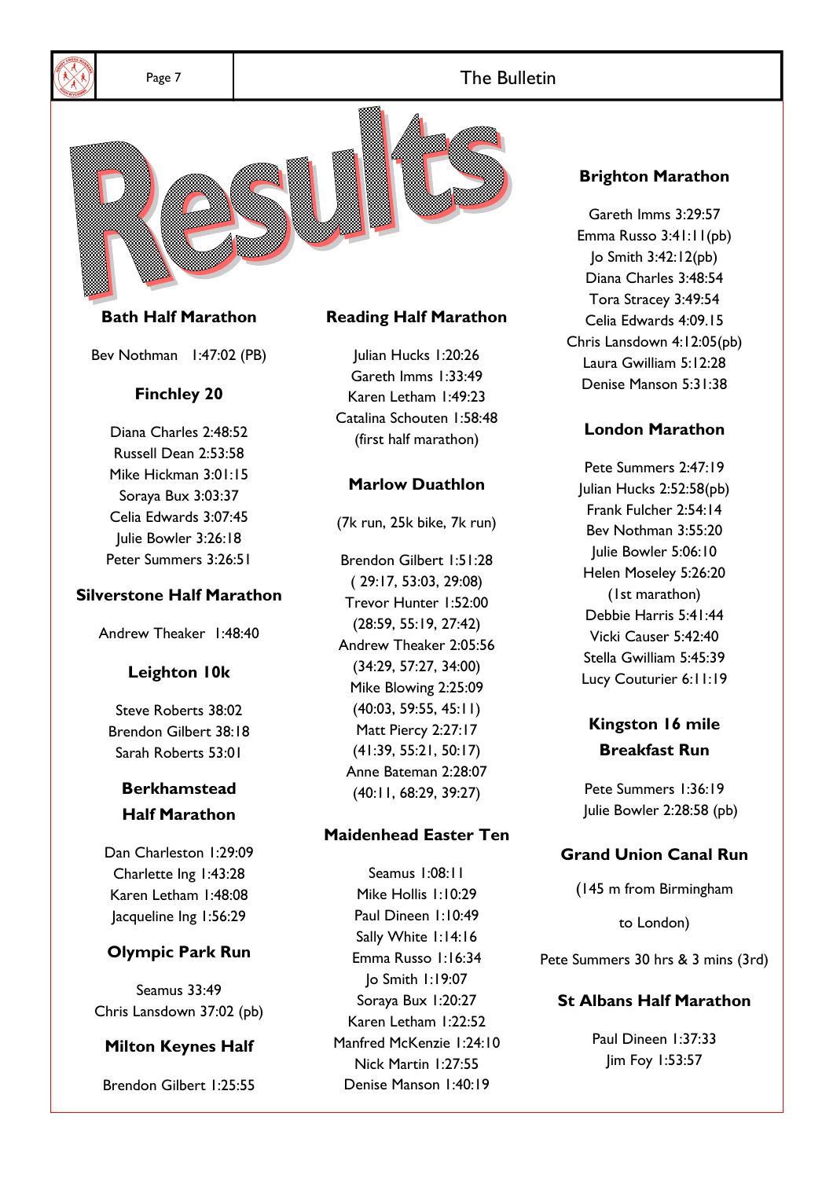# Results

### Bath Half Marathon

Bev Nothman 1:47:02 (PB)

### Finchley 20

Diana Charles 2:48:52
Russell Dean 2:53:58
Mike Hickman 3:01:15
Soraya Bux 3:03:37
Celia Edwards 3:07:45
Julie Bowler 3:26:18
Peter Summers 3:26:51

### Silverstone Half Marathon

Andrew Theaker 1:48:40

### Leighton 10k

Steve Roberts 38:02
Brendon Gilbert 38:18
Sarah Roberts 53:01

### Berkhamstead Half Marathon

Dan Charleston 1:29:09
Charlette Ing 1:43:28
Karen Letham 1:48:08
Jacqueline Ing 1:56:29

### Olympic Park Run

Seamus 33:49
Chris Lansdown 37:02 (pb)

### Milton Keynes Half

Brendon Gilbert 1:25:55

### Reading Half Marathon

Julian Hucks 1:20:26
Gareth Imms 1:33:49
Karen Letham 1:49:23
Catalina Schouten 1:58:48
(first half marathon)

### Marlow Duathlon

(7k run, 25k bike, 7k run)

Brendon Gilbert 1:51:28
( 29:17, 53:03, 29:08)
Trevor Hunter 1:52:00
(28:59, 55:19, 27:42)
Andrew Theaker 2:05:56
(34:29, 57:27, 34:00)
Mike Blowing 2:25:09
(40:03, 59:55, 45:11)
Matt Piercy 2:27:17
(41:39, 55:21, 50:17)
Anne Bateman 2:28:07
(40:11, 68:29, 39:27)

### Maidenhead Easter Ten

Seamus 1:08:11
Mike Hollis 1:10:29
Paul Dineen 1:10:49
Sally White 1:14:16
Emma Russo 1:16:34
Jo Smith 1:19:07
Soraya Bux 1:20:27
Karen Letham 1:22:52
Manfred McKenzie 1:24:10
Nick Martin 1:27:55
Denise Manson 1:40:19

### Brighton Marathon

Gareth Imms 3:29:57
Emma Russo 3:41:11(pb)
Jo Smith 3:42:12(pb)
Diana Charles 3:48:54
Tora Stracey 3:49:54
Celia Edwards 4:09.15
Chris Lansdown 4:12:05(pb)
Laura Gwilliam 5:12:28
Denise Manson 5:31:38

### London Marathon

Pete Summers 2:47:19
Julian Hucks 2:52:58(pb)
Frank Fulcher 2:54:14
Bev Nothman 3:55:20
Julie Bowler 5:06:10
Helen Moseley 5:26:20
(1st marathon)
Debbie Harris 5:41:44
Vicki Causer 5:42:40
Stella Gwilliam 5:45:39
Lucy Couturier 6:11:19

### Kingston 16 mile Breakfast Run

Pete Summers 1:36:19
Julie Bowler 2:28:58 (pb)

### Grand Union Canal Run

(145 m from Birmingham

to London)

Pete Summers 30 hrs & 3 mins (3rd)

### St Albans Half Marathon

Paul Dineen 1:37:33
Jim Foy 1:53:57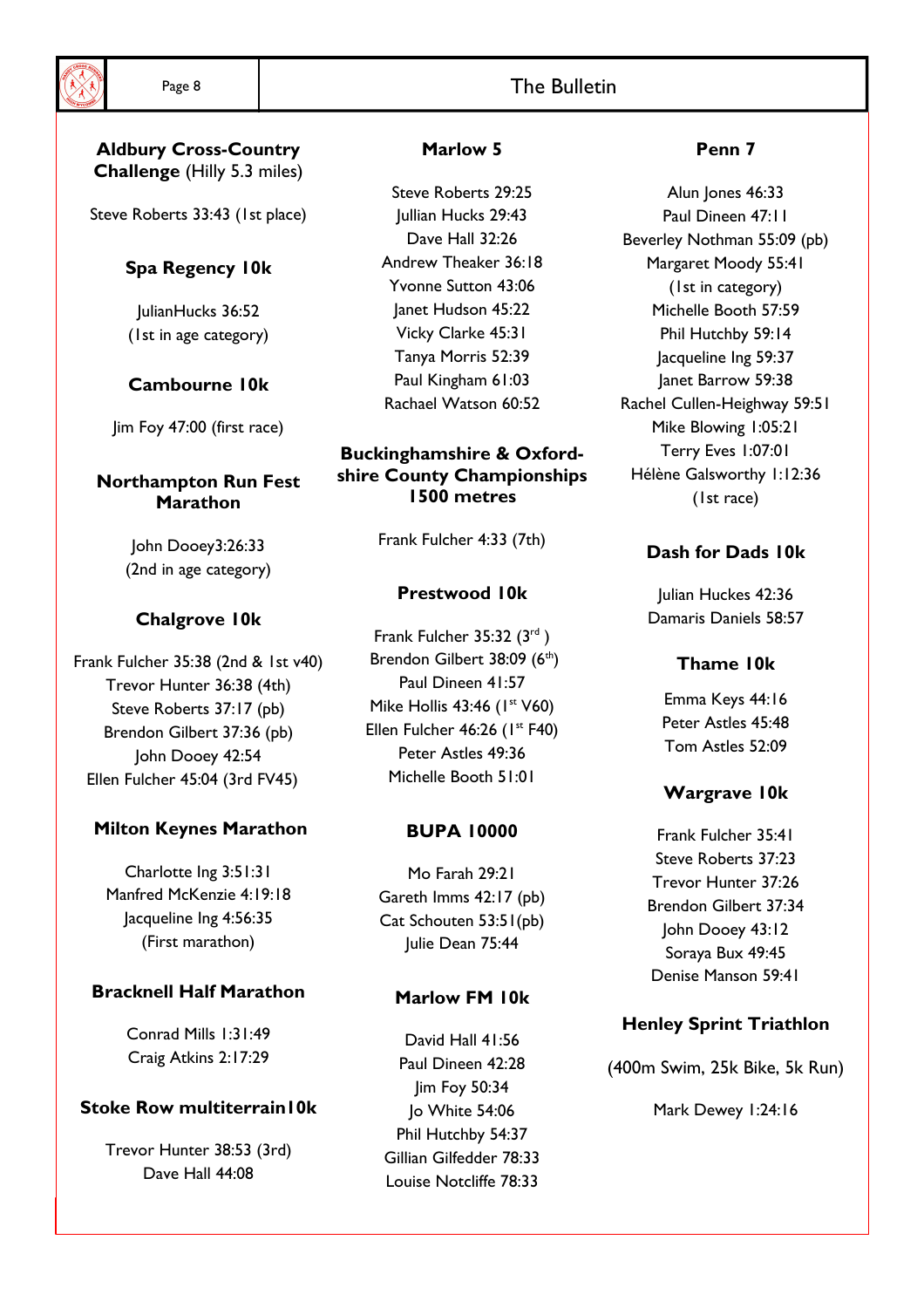## Aldbury Cross-Country Challenge (Hilly 5.3 miles)

Steve Roberts 33:43 (1st place)

## Spa Regency 10k

JulianHucks 36:52
(1st in age category)

## Cambourne 10k

Jim Foy 47:00 (first race)

## Northampton Run Fest Marathon

John Dooey3:26:33
(2nd in age category)

## Chalgrove 10k

Frank Fulcher 35:38 (2nd & 1st v40)
Trevor Hunter 36:38 (4th)
Steve Roberts 37:17 (pb)
Brendon Gilbert 37:36 (pb)
John Dooey 42:54
Ellen Fulcher 45:04 (3rd FV45)

## Milton Keynes Marathon

Charlotte Ing 3:51:31
Manfred McKenzie 4:19:18
Jacqueline Ing 4:56:35
(First marathon)

## Bracknell Half Marathon

Conrad Mills 1:31:49
Craig Atkins 2:17:29

## Stoke Row multiterrain10k

Trevor Hunter 38:53 (3rd)
Dave Hall 44:08

## Marlow 5

Steve Roberts 29:25
Jullian Hucks 29:43
Dave Hall 32:26
Andrew Theaker 36:18
Yvonne Sutton 43:06
Janet Hudson 45:22
Vicky Clarke 45:31
Tanya Morris 52:39
Paul Kingham 61:03
Rachael Watson 60:52

## Buckinghamshire & Oxfordshire County Championships 1500 metres

Frank Fulcher 4:33 (7th)

## Prestwood 10k

Frank Fulcher 35:32 (3rd)
Brendon Gilbert 38:09 (6th)
Paul Dineen 41:57
Mike Hollis 43:46 (1st V60)
Ellen Fulcher 46:26 (1st F40)
Peter Astles 49:36
Michelle Booth 51:01

## BUPA 10000

Mo Farah 29:21
Gareth Imms 42:17 (pb)
Cat Schouten 53:51(pb)
Julie Dean 75:44

## Marlow FM 10k

David Hall 41:56
Paul Dineen 42:28
Jim Foy 50:34
Jo White 54:06
Phil Hutchby 54:37
Gillian Gilfedder 78:33
Louise Notcliffe 78:33

## Penn 7

Alun Jones 46:33
Paul Dineen 47:11
Beverley Nothman 55:09 (pb)
Margaret Moody 55:41
(1st in category)
Michelle Booth 57:59
Phil Hutchby 59:14
Jacqueline Ing 59:37
Janet Barrow 59:38
Rachel Cullen-Heighway 59:51
Mike Blowing 1:05:21
Terry Eves 1:07:01
Hélène Galsworthy 1:12:36
(1st race)

## Dash for Dads 10k

Julian Huckes 42:36
Damaris Daniels 58:57

## Thame 10k

Emma Keys 44:16
Peter Astles 45:48
Tom Astles 52:09

## Wargrave 10k

Frank Fulcher 35:41
Steve Roberts 37:23
Trevor Hunter 37:26
Brendon Gilbert 37:34
John Dooey 43:12
Soraya Bux 49:45
Denise Manson 59:41

## Henley Sprint Triathlon

(400m Swim, 25k Bike, 5k Run)

Mark Dewey 1:24:16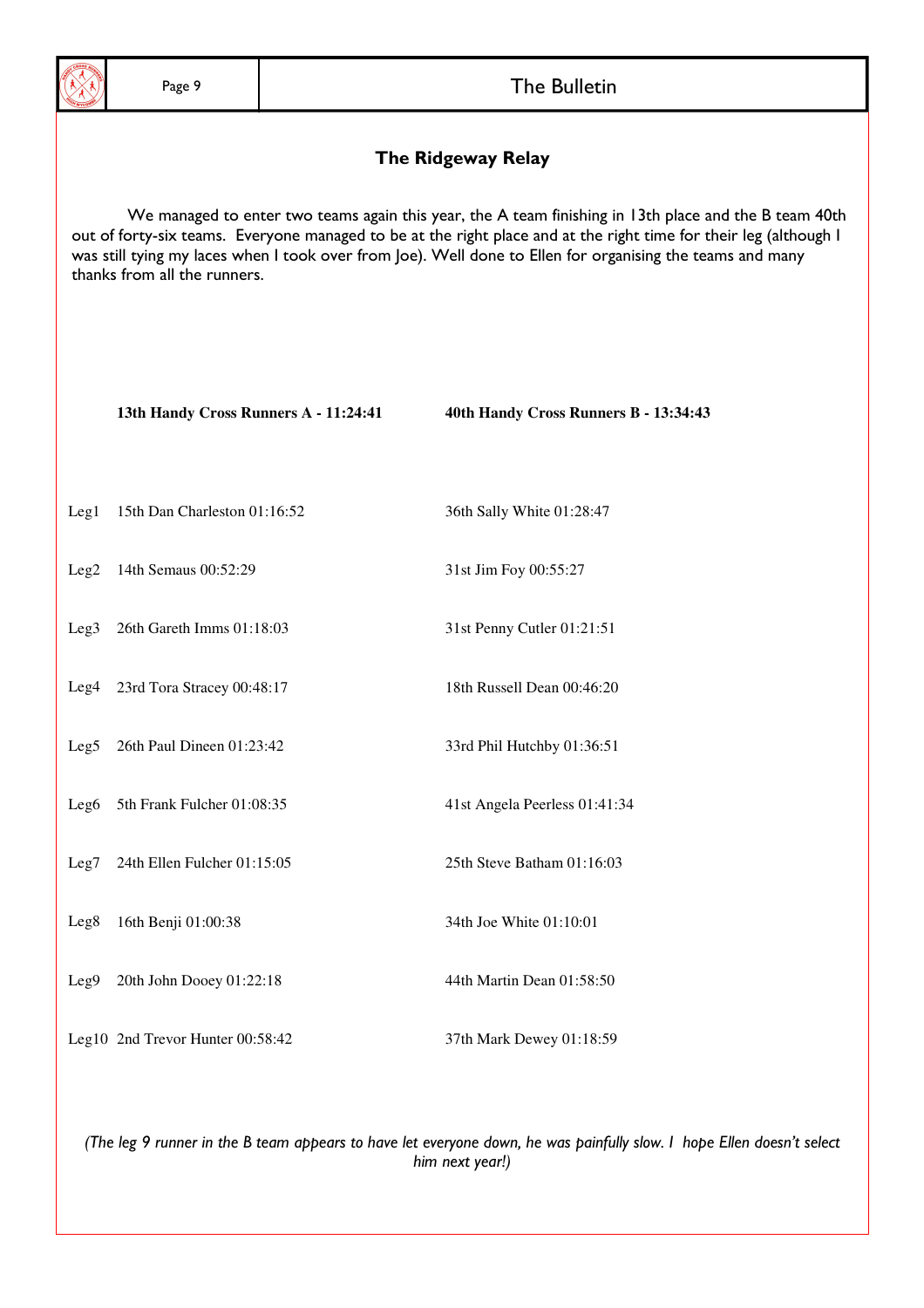## The Ridgeway Relay

We managed to enter two teams again this year, the A team finishing in 13th place and the B team 40th out of forty-six teams. Everyone managed to be at the right place and at the right time for their leg (although I was still tying my laces when I took over from Joe). Well done to Ellen for organising the teams and many thanks from all the runners.

| | **13th Handy Cross Runners A - 11:24:41** | **40th Handy Cross Runners B - 13:34:43** |
|---|---|---|
| Leg1 | 15th Dan Charleston 01:16:52 | 36th Sally White 01:28:47 |
| Leg2 | 14th Semaus 00:52:29 | 31st Jim Foy 00:55:27 |
| Leg3 | 26th Gareth Imms 01:18:03 | 31st Penny Cutler 01:21:51 |
| Leg4 | 23rd Tora Stracey 00:48:17 | 18th Russell Dean 00:46:20 |
| Leg5 | 26th Paul Dineen 01:23:42 | 33rd Phil Hutchby 01:36:51 |
| Leg6 | 5th Frank Fulcher 01:08:35 | 41st Angela Peerless 01:41:34 |
| Leg7 | 24th Ellen Fulcher 01:15:05 | 25th Steve Batham 01:16:03 |
| Leg8 | 16th Benji 01:00:38 | 34th Joe White 01:10:01 |
| Leg9 | 20th John Dooey 01:22:18 | 44th Martin Dean 01:58:50 |
| Leg10 | 2nd Trevor Hunter 00:58:42 | 37th Mark Dewey 01:18:59 |

*(The leg 9 runner in the B team appears to have let everyone down, he was painfully slow. I hope Ellen doesn't select him next year!)*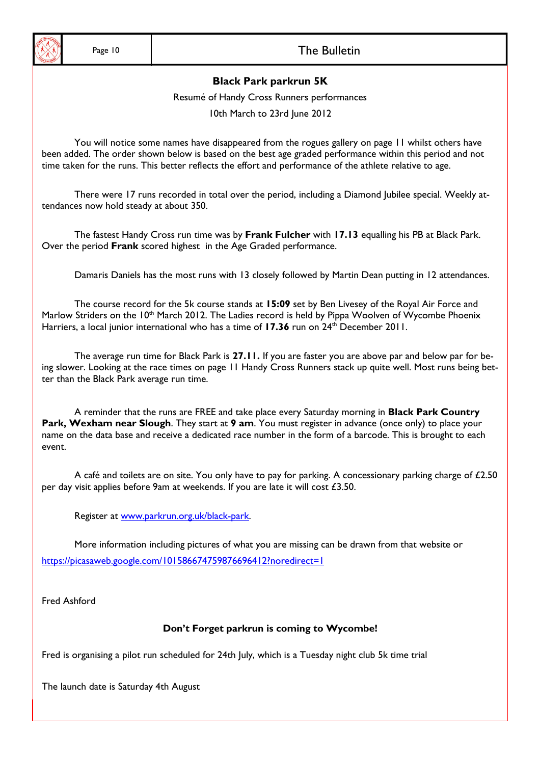## Black Park parkrun 5K

Resumé of Handy Cross Runners performances

10th March to 23rd June 2012

You will notice some names have disappeared from the rogues gallery on page 11 whilst others have been added. The order shown below is based on the best age graded performance within this period and not time taken for the runs. This better reflects the effort and performance of the athlete relative to age.

There were 17 runs recorded in total over the period, including a Diamond Jubilee special. Weekly attendances now hold steady at about 350.

The fastest Handy Cross run time was by **Frank Fulcher** with **17.13** equalling his PB at Black Park. Over the period **Frank** scored highest in the Age Graded performance.

Damaris Daniels has the most runs with 13 closely followed by Martin Dean putting in 12 attendances.

The course record for the 5k course stands at **15:09** set by Ben Livesey of the Royal Air Force and Marlow Striders on the 10th March 2012. The Ladies record is held by Pippa Woolven of Wycombe Phoenix Harriers, a local junior international who has a time of **17.36** run on 24th December 2011.

The average run time for Black Park is **27.11.** If you are faster you are above par and below par for being slower. Looking at the race times on page 11 Handy Cross Runners stack up quite well. Most runs being better than the Black Park average run time.

A reminder that the runs are FREE and take place every Saturday morning in **Black Park Country Park, Wexham near Slough**. They start at **9 am**. You must register in advance (once only) to place your name on the data base and receive a dedicated race number in the form of a barcode. This is brought to each event.

A café and toilets are on site. You only have to pay for parking. A concessionary parking charge of £2.50 per day visit applies before 9am at weekends. If you are late it will cost £3.50.

Register at [www.parkrun.org.uk/black-park](www.parkrun.org.uk/black-park).

More information including pictures of what you are missing can be drawn from that website or [https://picasaweb.google.com/101586674759876696412?noredirect=1](https://picasaweb.google.com/101586674759876696412?noredirect=1)

Fred Ashford

**Don't Forget parkrun is coming to Wycombe!**

Fred is organising a pilot run scheduled for 24th July, which is a Tuesday night club 5k time trial

The launch date is Saturday 4th August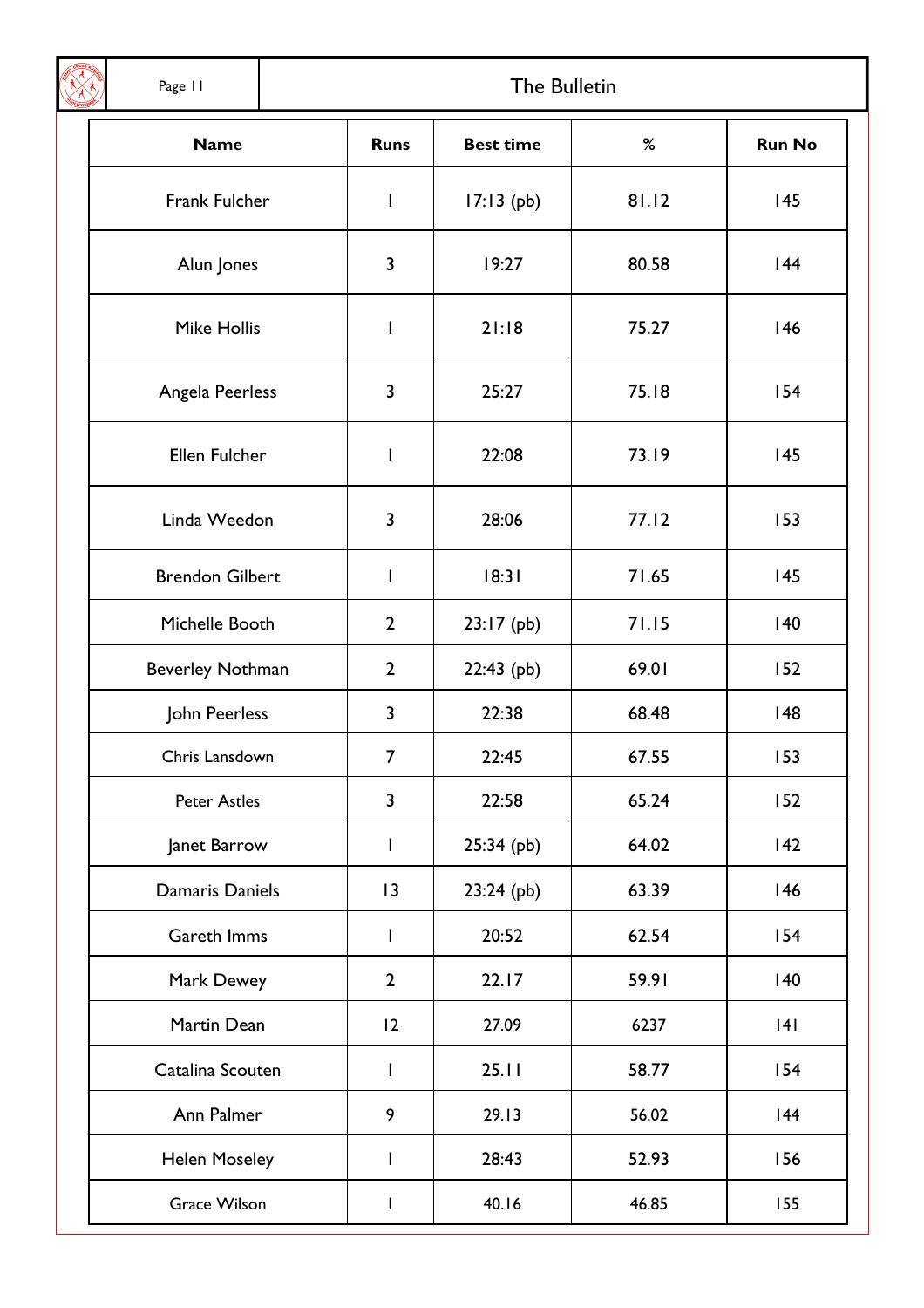| Name | Runs | Best time | % | Run No |
|---|---|---|---|---|
| Frank Fulcher | 1 | 17:13 (pb) | 81.12 | 145 |
| Alun Jones | 3 | 19:27 | 80.58 | 144 |
| Mike Hollis | 1 | 21:18 | 75.27 | 146 |
| Angela Peerless | 3 | 25:27 | 75.18 | 154 |
| Ellen Fulcher | 1 | 22:08 | 73.19 | 145 |
| Linda Weedon | 3 | 28:06 | 77.12 | 153 |
| Brendon Gilbert | 1 | 18:31 | 71.65 | 145 |
| Michelle Booth | 2 | 23:17 (pb) | 71.15 | 140 |
| Beverley Nothman | 2 | 22:43 (pb) | 69.01 | 152 |
| John Peerless | 3 | 22:38 | 68.48 | 148 |
| Chris Lansdown | 7 | 22:45 | 67.55 | 153 |
| Peter Astles | 3 | 22:58 | 65.24 | 152 |
| Janet Barrow | 1 | 25:34 (pb) | 64.02 | 142 |
| Damaris Daniels | 13 | 23:24 (pb) | 63.39 | 146 |
| Gareth Imms | 1 | 20:52 | 62.54 | 154 |
| Mark Dewey | 2 | 22.17 | 59.91 | 140 |
| Martin Dean | 12 | 27.09 | 6237 | 141 |
| Catalina Scouten | 1 | 25.11 | 58.77 | 154 |
| Ann Palmer | 9 | 29.13 | 56.02 | 144 |
| Helen Moseley | 1 | 28:43 | 52.93 | 156 |
| Grace Wilson | 1 | 40.16 | 46.85 | 155 |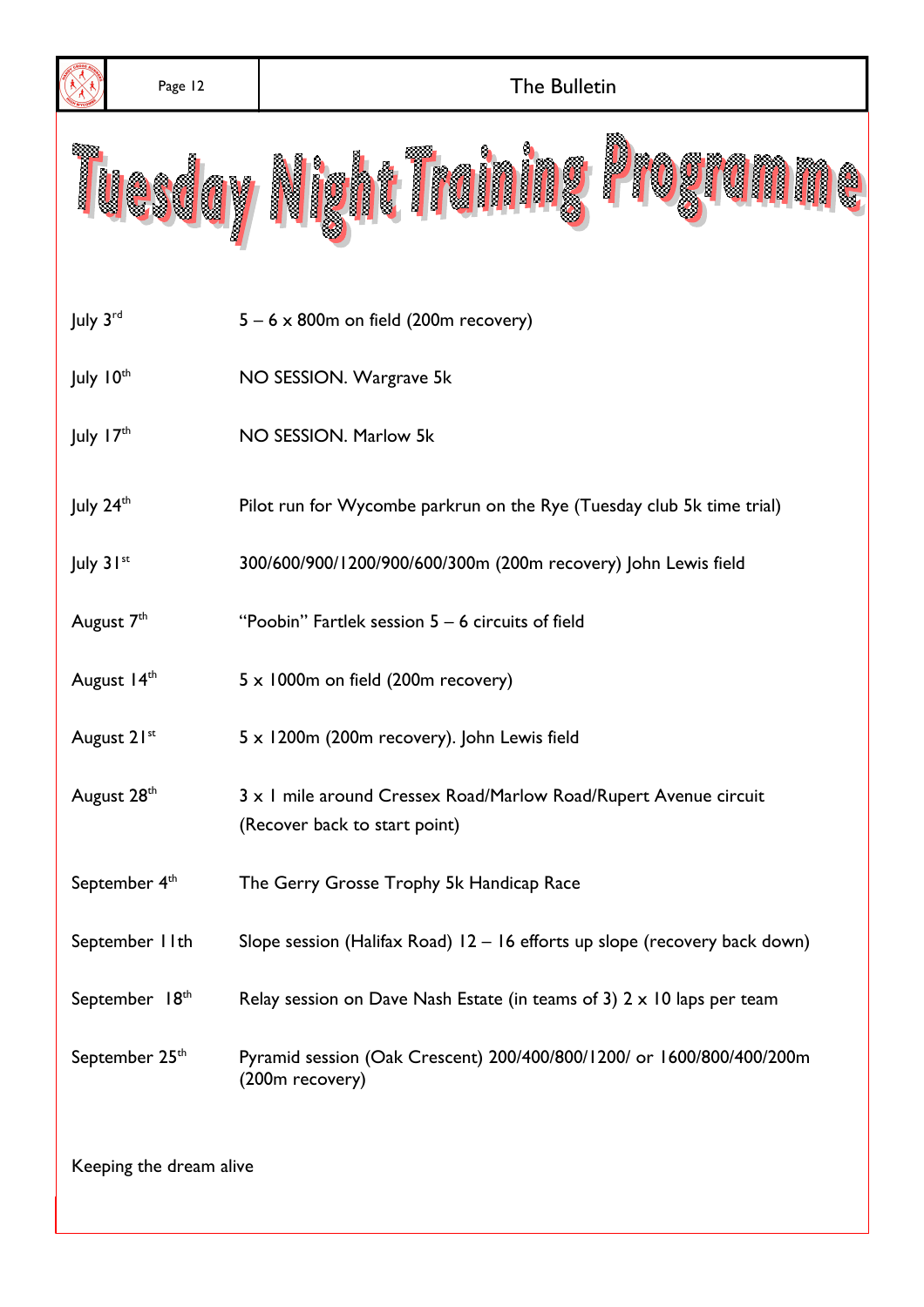# Tuesday Night Training Programme

| | |
|---|---|
| July 3rd | 5 – 6 x 800m on field (200m recovery) |
| July 10th | NO SESSION. Wargrave 5k |
| July 17th | NO SESSION. Marlow 5k |
| July 24th | Pilot run for Wycombe parkrun on the Rye (Tuesday club 5k time trial) |
| July 31st | 300/600/900/1200/900/600/300m (200m recovery) John Lewis field |
| August 7th | "Poobin" Fartlek session 5 – 6 circuits of field |
| August 14th | 5 x 1000m on field (200m recovery) |
| August 21st | 5 x 1200m (200m recovery). John Lewis field |
| August 28th | 3 x 1 mile around Cressex Road/Marlow Road/Rupert Avenue circuit (Recover back to start point) |
| September 4th | The Gerry Grosse Trophy 5k Handicap Race |
| September 11th | Slope session (Halifax Road) 12 – 16 efforts up slope (recovery back down) |
| September 18th | Relay session on Dave Nash Estate (in teams of 3) 2 x 10 laps per team |
| September 25th | Pyramid session (Oak Crescent) 200/400/800/1200/ or 1600/800/400/200m (200m recovery) |

Keeping the dream alive